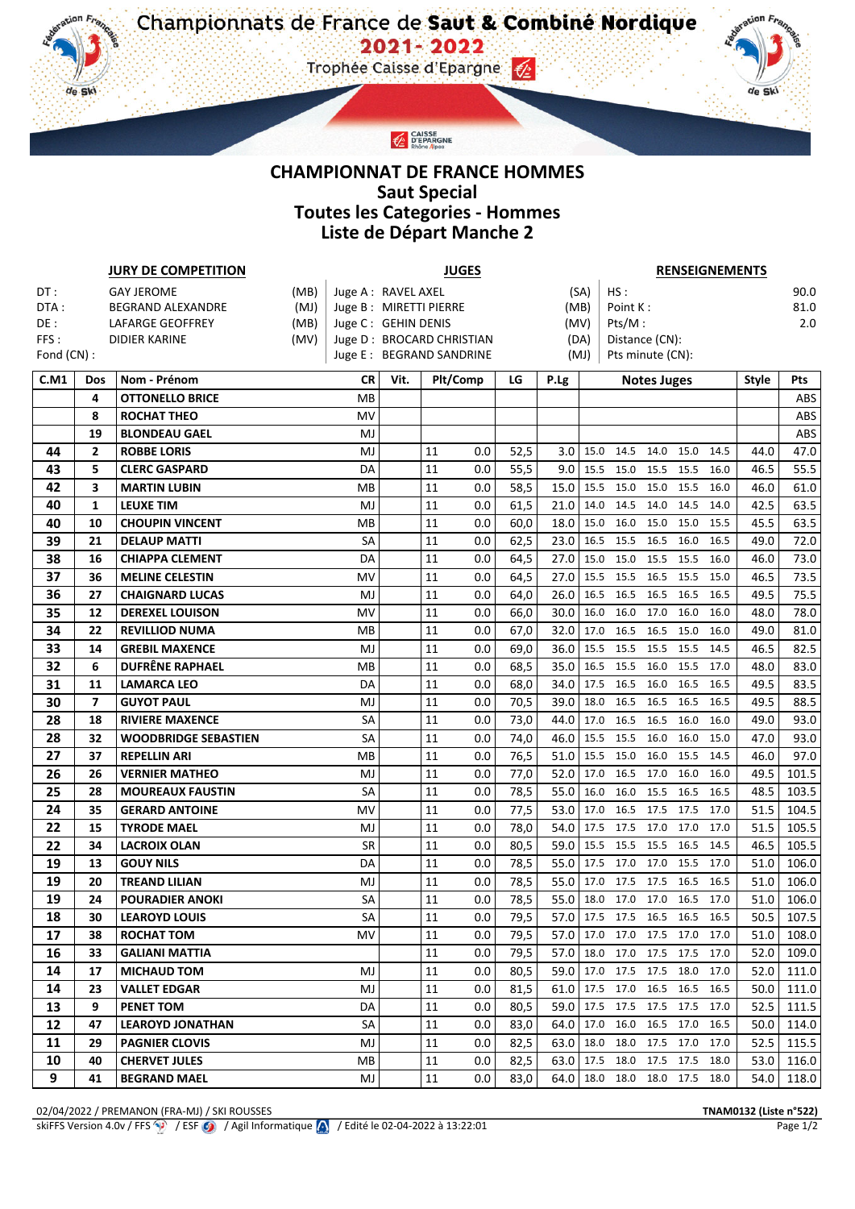# Championnats de France de Saut & Combiné Nordique

## 2021 - 2022

Trophée Caisse d'Epargne

# CHAMPIONNAT DE FRANCE HOMMES
## Saut Special
## Toutes les Categories - Hommes
## Liste de Départ Manche 2

| JURY DE COMPETITION | | | JUGES | | RENSEIGNEMENTS | |
|---|---|---|---|---|---|---|
| DT : | GAY JEROME | (MB) | Juge A : RAVEL AXEL | (SA) | HS : | 90.0 |
| DTA : | BEGRAND ALEXANDRE | (MJ) | Juge B : MIRETTI PIERRE | (MB) | Point K : | 81.0 |
| DE : | LAFARGE GEOFFREY | (MB) | Juge C : GEHIN DENIS | (MV) | Pts/M : | 2.0 |
| FFS : | DIDIER KARINE | (MV) | Juge D : BROCARD CHRISTIAN | (DA) | Distance (CN): | |
| Fond (CN) : | | | Juge E : BEGRAND SANDRINE | (MJ) | Pts minute (CN): | |

| C.M1 | Dos | Nom - Prénom | CR | Vit. | Plt/Comp | | LG | P.Lg | Notes Juges | | | | | Style | Pts |
|---|---|---|---|---|---|---|---|---|---|---|---|---|---|---|---|
| | 4 | OTTONELLO BRICE | MB | | | | | | | | | | | | ABS |
| | 8 | ROCHAT THEO | MV | | | | | | | | | | | | ABS |
| | 19 | BLONDEAU GAEL | MJ | | | | | | | | | | | | ABS |
| 44 | 2 | ROBBE LORIS | MJ | | 11 | 0.0 | 52,5 | 3.0 | 15.0 | 14.5 | 14.0 | 15.0 | 14.5 | 44.0 | 47.0 |
| 43 | 5 | CLERC GASPARD | DA | | 11 | 0.0 | 55,5 | 9.0 | 15.5 | 15.0 | 15.5 | 15.5 | 16.0 | 46.5 | 55.5 |
| 42 | 3 | MARTIN LUBIN | MB | | 11 | 0.0 | 58,5 | 15.0 | 15.5 | 15.0 | 15.0 | 15.5 | 16.0 | 46.0 | 61.0 |
| 40 | 1 | LEUXE TIM | MJ | | 11 | 0.0 | 61,5 | 21.0 | 14.0 | 14.5 | 14.0 | 14.5 | 14.0 | 42.5 | 63.5 |
| 40 | 10 | CHOUPIN VINCENT | MB | | 11 | 0.0 | 60,0 | 18.0 | 15.0 | 16.0 | 15.0 | 15.0 | 15.5 | 45.5 | 63.5 |
| 39 | 21 | DELAUP MATTI | SA | | 11 | 0.0 | 62,5 | 23.0 | 16.5 | 15.5 | 16.5 | 16.0 | 16.5 | 49.0 | 72.0 |
| 38 | 16 | CHIAPPA CLEMENT | DA | | 11 | 0.0 | 64,5 | 27.0 | 15.0 | 15.0 | 15.5 | 15.5 | 16.0 | 46.0 | 73.0 |
| 37 | 36 | MELINE CELESTIN | MV | | 11 | 0.0 | 64,5 | 27.0 | 15.5 | 15.5 | 16.5 | 15.5 | 15.0 | 46.5 | 73.5 |
| 36 | 27 | CHAIGNARD LUCAS | MJ | | 11 | 0.0 | 64,0 | 26.0 | 16.5 | 16.5 | 16.5 | 16.5 | 16.5 | 49.5 | 75.5 |
| 35 | 12 | DEREXEL LOUISON | MV | | 11 | 0.0 | 66,0 | 30.0 | 16.0 | 16.0 | 17.0 | 16.0 | 16.0 | 48.0 | 78.0 |
| 34 | 22 | REVILLIOD NUMA | MB | | 11 | 0.0 | 67,0 | 32.0 | 17.0 | 16.5 | 16.5 | 15.0 | 16.0 | 49.0 | 81.0 |
| 33 | 14 | GREBIL MAXENCE | MJ | | 11 | 0.0 | 69,0 | 36.0 | 15.5 | 15.5 | 15.5 | 15.5 | 14.5 | 46.5 | 82.5 |
| 32 | 6 | DUFRÊNE RAPHAEL | MB | | 11 | 0.0 | 68,5 | 35.0 | 16.5 | 15.5 | 16.0 | 15.5 | 17.0 | 48.0 | 83.0 |
| 31 | 11 | LAMARCA LEO | DA | | 11 | 0.0 | 68,0 | 34.0 | 17.5 | 16.5 | 16.0 | 16.5 | 16.5 | 49.5 | 83.5 |
| 30 | 7 | GUYOT PAUL | MJ | | 11 | 0.0 | 70,5 | 39.0 | 18.0 | 16.5 | 16.5 | 16.5 | 16.5 | 49.5 | 88.5 |
| 28 | 18 | RIVIERE MAXENCE | SA | | 11 | 0.0 | 73,0 | 44.0 | 17.0 | 16.5 | 16.5 | 16.0 | 16.0 | 49.0 | 93.0 |
| 28 | 32 | WOODBRIDGE SEBASTIEN | SA | | 11 | 0.0 | 74,0 | 46.0 | 15.5 | 15.5 | 16.0 | 16.0 | 15.0 | 47.0 | 93.0 |
| 27 | 37 | REPELLIN ARI | MB | | 11 | 0.0 | 76,5 | 51.0 | 15.5 | 15.0 | 16.0 | 15.5 | 14.5 | 46.0 | 97.0 |
| 26 | 26 | VERNIER MATHEO | MJ | | 11 | 0.0 | 77,0 | 52.0 | 17.0 | 16.5 | 17.0 | 16.0 | 16.0 | 49.5 | 101.5 |
| 25 | 28 | MOUREAUX FAUSTIN | SA | | 11 | 0.0 | 78,5 | 55.0 | 16.0 | 16.0 | 15.5 | 16.5 | 16.5 | 48.5 | 103.5 |
| 24 | 35 | GERARD ANTOINE | MV | | 11 | 0.0 | 77,5 | 53.0 | 17.0 | 16.5 | 17.5 | 17.5 | 17.0 | 51.5 | 104.5 |
| 22 | 15 | TYRODE MAEL | MJ | | 11 | 0.0 | 78,0 | 54.0 | 17.5 | 17.5 | 17.0 | 17.0 | 17.0 | 51.5 | 105.5 |
| 22 | 34 | LACROIX OLAN | SR | | 11 | 0.0 | 80,5 | 59.0 | 15.5 | 15.5 | 15.5 | 16.5 | 14.5 | 46.5 | 105.5 |
| 19 | 13 | GOUY NILS | DA | | 11 | 0.0 | 78,5 | 55.0 | 17.5 | 17.0 | 17.0 | 15.5 | 17.0 | 51.0 | 106.0 |
| 19 | 20 | TREAND LILIAN | MJ | | 11 | 0.0 | 78,5 | 55.0 | 17.0 | 17.5 | 17.5 | 16.5 | 16.5 | 51.0 | 106.0 |
| 19 | 24 | POURADIER ANOKI | SA | | 11 | 0.0 | 78,5 | 55.0 | 18.0 | 17.0 | 17.0 | 16.5 | 17.0 | 51.0 | 106.0 |
| 18 | 30 | LEAROYD LOUIS | SA | | 11 | 0.0 | 79,5 | 57.0 | 17.5 | 17.5 | 16.5 | 16.5 | 16.5 | 50.5 | 107.5 |
| 17 | 38 | ROCHAT TOM | MV | | 11 | 0.0 | 79,5 | 57.0 | 17.0 | 17.0 | 17.5 | 17.0 | 17.0 | 51.0 | 108.0 |
| 16 | 33 | GALIANI MATTIA | | | 11 | 0.0 | 79,5 | 57.0 | 18.0 | 17.0 | 17.5 | 17.5 | 17.0 | 52.0 | 109.0 |
| 14 | 17 | MICHAUD TOM | MJ | | 11 | 0.0 | 80,5 | 59.0 | 17.0 | 17.5 | 17.5 | 18.0 | 17.0 | 52.0 | 111.0 |
| 14 | 23 | VALLET EDGAR | MJ | | 11 | 0.0 | 81,5 | 61.0 | 17.5 | 17.0 | 16.5 | 16.5 | 16.5 | 50.0 | 111.0 |
| 13 | 9 | PENET TOM | DA | | 11 | 0.0 | 80,5 | 59.0 | 17.5 | 17.5 | 17.5 | 17.5 | 17.0 | 52.5 | 111.5 |
| 12 | 47 | LEAROYD JONATHAN | SA | | 11 | 0.0 | 83,0 | 64.0 | 17.0 | 16.0 | 16.5 | 17.0 | 16.5 | 50.0 | 114.0 |
| 11 | 29 | PAGNIER CLOVIS | MJ | | 11 | 0.0 | 82,5 | 63.0 | 18.0 | 18.0 | 17.5 | 17.0 | 17.0 | 52.5 | 115.5 |
| 10 | 40 | CHERVET JULES | MB | | 11 | 0.0 | 82,5 | 63.0 | 17.5 | 18.0 | 17.5 | 17.5 | 18.0 | 53.0 | 116.0 |
| 9 | 41 | BEGRAND MAEL | MJ | | 11 | 0.0 | 83,0 | 64.0 | 18.0 | 18.0 | 18.0 | 17.5 | 18.0 | 54.0 | 118.0 |

02/04/2022 / PREMANON (FRA-MJ) / SKI ROUSSES — TNAM0132 (Liste n°522)

skiFFS Version 4.0v / FFS / ESF / Agil Informatique / Edité le 02-04-2022 à 13:22:01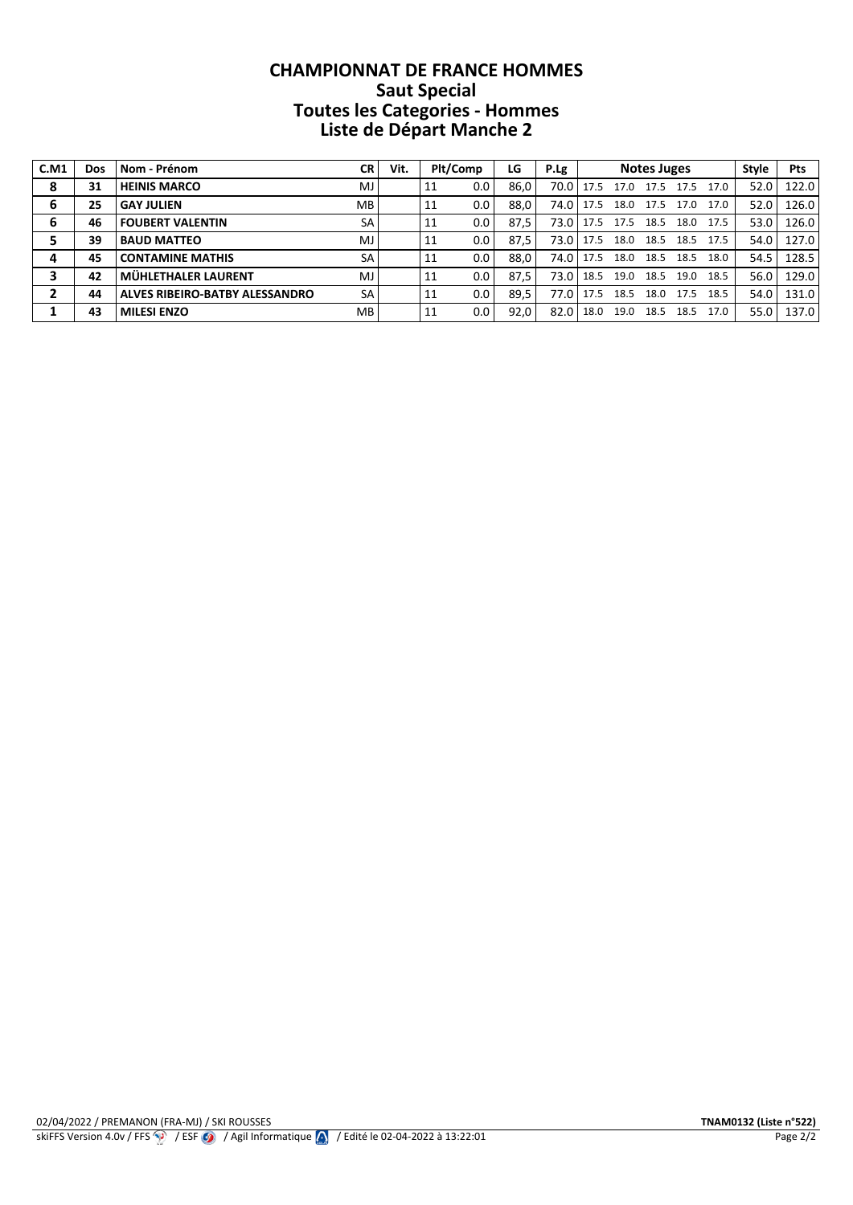# CHAMPIONNAT DE FRANCE HOMMES
## Saut Special
## Toutes les Categories - Hommes
## Liste de Départ Manche 2

| C.M1 | Dos | Nom - Prénom | CR | Vit. | Plt/Comp | | LG | P.Lg | Notes Juges | | | | | Style | Pts |
|---|---|---|---|---|---|---|---|---|---|---|---|---|---|---|---|
| 8 | 31 | **HEINIS MARCO** | MJ | | 11 | 0.0 | 86,0 | 70.0 | 17.5 | 17.0 | 17.5 | 17.5 | 17.0 | 52.0 | 122.0 |
| 6 | 25 | **GAY JULIEN** | MB | | 11 | 0.0 | 88,0 | 74.0 | 17.5 | 18.0 | 17.5 | 17.0 | 17.0 | 52.0 | 126.0 |
| 6 | 46 | **FOUBERT VALENTIN** | SA | | 11 | 0.0 | 87,5 | 73.0 | 17.5 | 17.5 | 18.5 | 18.0 | 17.5 | 53.0 | 126.0 |
| 5 | 39 | **BAUD MATTEO** | MJ | | 11 | 0.0 | 87,5 | 73.0 | 17.5 | 18.0 | 18.5 | 18.5 | 17.5 | 54.0 | 127.0 |
| 4 | 45 | **CONTAMINE MATHIS** | SA | | 11 | 0.0 | 88,0 | 74.0 | 17.5 | 18.0 | 18.5 | 18.5 | 18.0 | 54.5 | 128.5 |
| 3 | 42 | **MÜHLETHALER LAURENT** | MJ | | 11 | 0.0 | 87,5 | 73.0 | 18.5 | 19.0 | 18.5 | 19.0 | 18.5 | 56.0 | 129.0 |
| 2 | 44 | **ALVES RIBEIRO-BATBY ALESSANDRO** | SA | | 11 | 0.0 | 89,5 | 77.0 | 17.5 | 18.5 | 18.0 | 17.5 | 18.5 | 54.0 | 131.0 |
| 1 | 43 | **MILESI ENZO** | MB | | 11 | 0.0 | 92,0 | 82.0 | 18.0 | 19.0 | 18.5 | 18.5 | 17.0 | 55.0 | 137.0 |

02/04/2022 / PREMANON (FRA-MJ) / SKI ROUSSES

**TNAM0132 (Liste n°522)**

skiFFS Version 4.0v / FFS / ESF / Agil Informatique / Edité le 02-04-2022 à 13:22:01